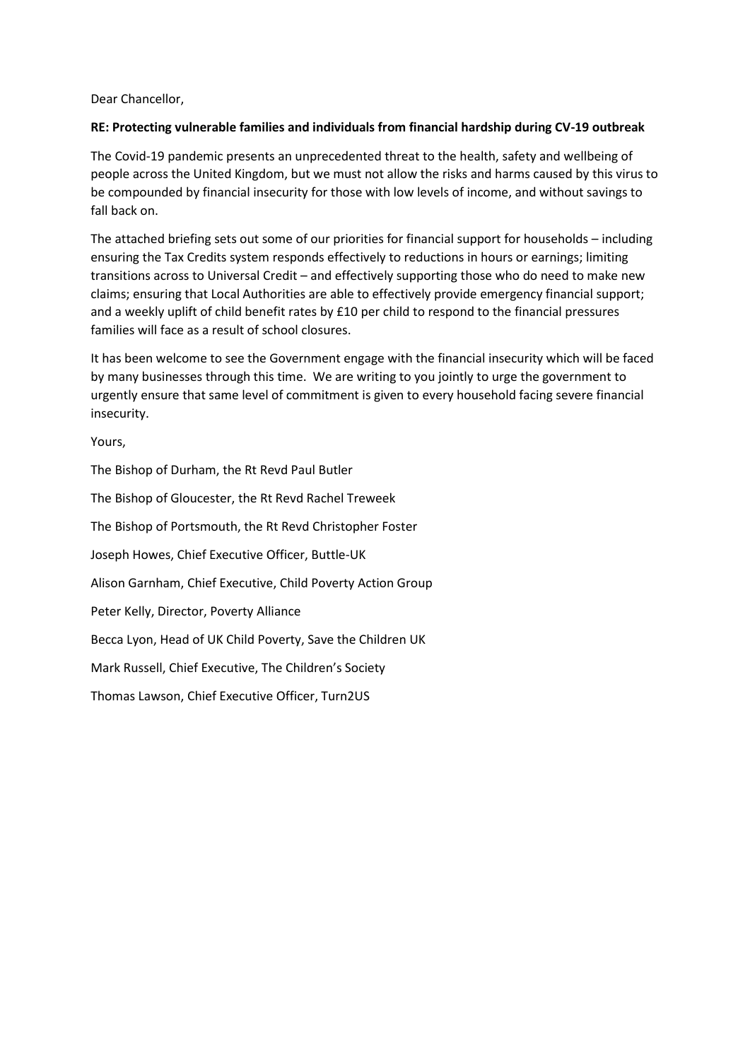Dear Chancellor,

**RE: Protecting vulnerable families and individuals from financial hardship during CV-19 outbreak**

The Covid-19 pandemic presents an unprecedented threat to the health, safety and wellbeing of people across the United Kingdom, but we must not allow the risks and harms caused by this virus to be compounded by financial insecurity for those with low levels of income, and without savings to fall back on.

The attached briefing sets out some of our priorities for financial support for households – including ensuring the Tax Credits system responds effectively to reductions in hours or earnings; limiting transitions across to Universal Credit – and effectively supporting those who do need to make new claims; ensuring that Local Authorities are able to effectively provide emergency financial support; and a weekly uplift of child benefit rates by £10 per child to respond to the financial pressures families will face as a result of school closures.

It has been welcome to see the Government engage with the financial insecurity which will be faced by many businesses through this time. We are writing to you jointly to urge the government to urgently ensure that same level of commitment is given to every household facing severe financial insecurity.

Yours,

The Bishop of Durham, the Rt Revd Paul Butler

The Bishop of Gloucester, the Rt Revd Rachel Treweek

The Bishop of Portsmouth, the Rt Revd Christopher Foster

Joseph Howes, Chief Executive Officer, Buttle-UK

Alison Garnham, Chief Executive, Child Poverty Action Group

Peter Kelly, Director, Poverty Alliance

Becca Lyon, Head of UK Child Poverty, Save the Children UK

Mark Russell, Chief Executive, The Children's Society

Thomas Lawson, Chief Executive Officer, Turn2US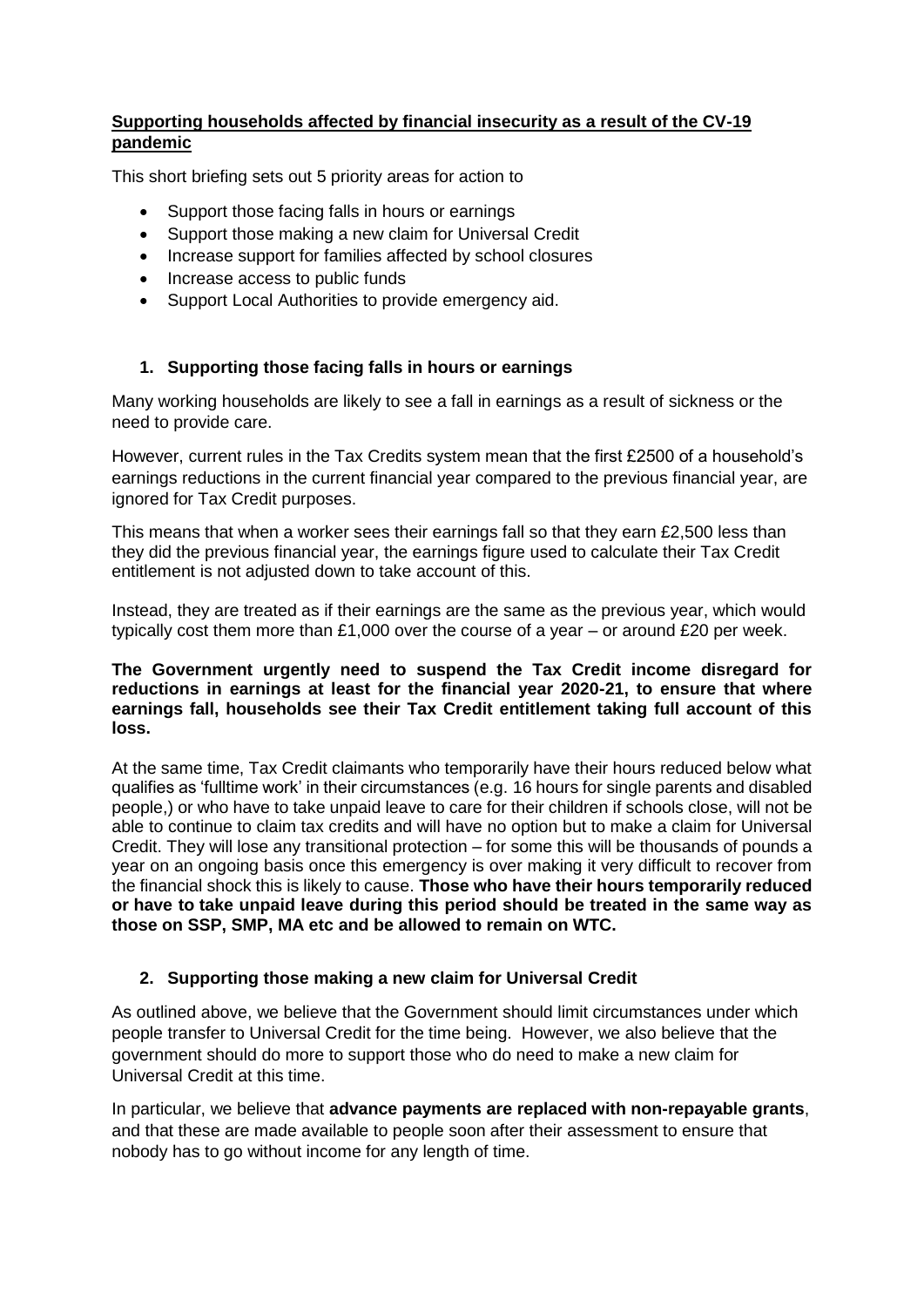## Supporting households affected by financial insecurity as a result of the CV-19 pandemic

This short briefing sets out 5 priority areas for action to

- Support those facing falls in hours or earnings
- Support those making a new claim for Universal Credit
- Increase support for families affected by school closures
- Increase access to public funds
- Support Local Authorities to provide emergency aid.

### 1. Supporting those facing falls in hours or earnings

Many working households are likely to see a fall in earnings as a result of sickness or the need to provide care.

However, current rules in the Tax Credits system mean that the first £2500 of a household's earnings reductions in the current financial year compared to the previous financial year, are ignored for Tax Credit purposes.

This means that when a worker sees their earnings fall so that they earn £2,500 less than they did the previous financial year, the earnings figure used to calculate their Tax Credit entitlement is not adjusted down to take account of this.

Instead, they are treated as if their earnings are the same as the previous year, which would typically cost them more than £1,000 over the course of a year – or around £20 per week.

**The Government urgently need to suspend the Tax Credit income disregard for reductions in earnings at least for the financial year 2020-21, to ensure that where earnings fall, households see their Tax Credit entitlement taking full account of this loss.**

At the same time, Tax Credit claimants who temporarily have their hours reduced below what qualifies as 'fulltime work' in their circumstances (e.g. 16 hours for single parents and disabled people,) or who have to take unpaid leave to care for their children if schools close, will not be able to continue to claim tax credits and will have no option but to make a claim for Universal Credit. They will lose any transitional protection – for some this will be thousands of pounds a year on an ongoing basis once this emergency is over making it very difficult to recover from the financial shock this is likely to cause. **Those who have their hours temporarily reduced or have to take unpaid leave during this period should be treated in the same way as those on SSP, SMP, MA etc and be allowed to remain on WTC.**

### 2. Supporting those making a new claim for Universal Credit

As outlined above, we believe that the Government should limit circumstances under which people transfer to Universal Credit for the time being. However, we also believe that the government should do more to support those who do need to make a new claim for Universal Credit at this time.

In particular, we believe that **advance payments are replaced with non-repayable grants**, and that these are made available to people soon after their assessment to ensure that nobody has to go without income for any length of time.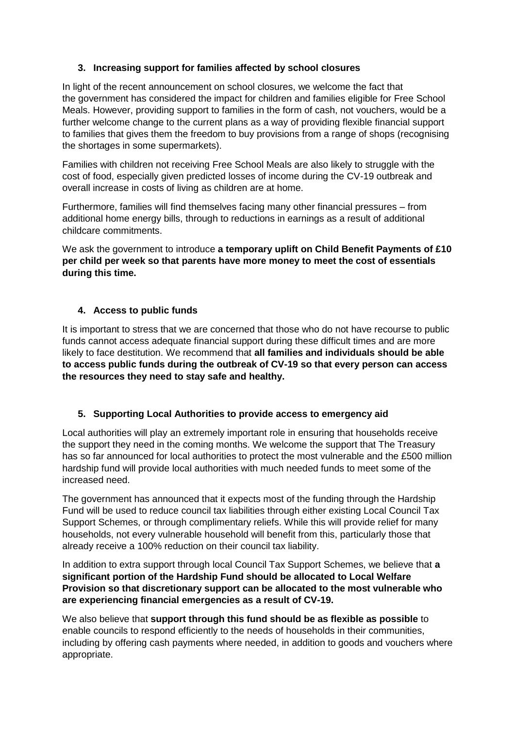### 3. Increasing support for families affected by school closures

In light of the recent announcement on school closures, we welcome the fact that the government has considered the impact for children and families eligible for Free School Meals. However, providing support to families in the form of cash, not vouchers, would be a further welcome change to the current plans as a way of providing flexible financial support to families that gives them the freedom to buy provisions from a range of shops (recognising the shortages in some supermarkets).

Families with children not receiving Free School Meals are also likely to struggle with the cost of food, especially given predicted losses of income during the CV-19 outbreak and overall increase in costs of living as children are at home.

Furthermore, families will find themselves facing many other financial pressures – from additional home energy bills, through to reductions in earnings as a result of additional childcare commitments.

We ask the government to introduce **a temporary uplift on Child Benefit Payments of £10 per child per week so that parents have more money to meet the cost of essentials during this time.**

### 4. Access to public funds

It is important to stress that we are concerned that those who do not have recourse to public funds cannot access adequate financial support during these difficult times and are more likely to face destitution. We recommend that **all families and individuals should be able to access public funds during the outbreak of CV-19 so that every person can access the resources they need to stay safe and healthy.**

### 5. Supporting Local Authorities to provide access to emergency aid

Local authorities will play an extremely important role in ensuring that households receive the support they need in the coming months. We welcome the support that The Treasury has so far announced for local authorities to protect the most vulnerable and the £500 million hardship fund will provide local authorities with much needed funds to meet some of the increased need.

The government has announced that it expects most of the funding through the Hardship Fund will be used to reduce council tax liabilities through either existing Local Council Tax Support Schemes, or through complimentary reliefs. While this will provide relief for many households, not every vulnerable household will benefit from this, particularly those that already receive a 100% reduction on their council tax liability.

In addition to extra support through local Council Tax Support Schemes, we believe that **a significant portion of the Hardship Fund should be allocated to Local Welfare Provision so that discretionary support can be allocated to the most vulnerable who are experiencing financial emergencies as a result of CV-19.**

We also believe that **support through this fund should be as flexible as possible** to enable councils to respond efficiently to the needs of households in their communities, including by offering cash payments where needed, in addition to goods and vouchers where appropriate.